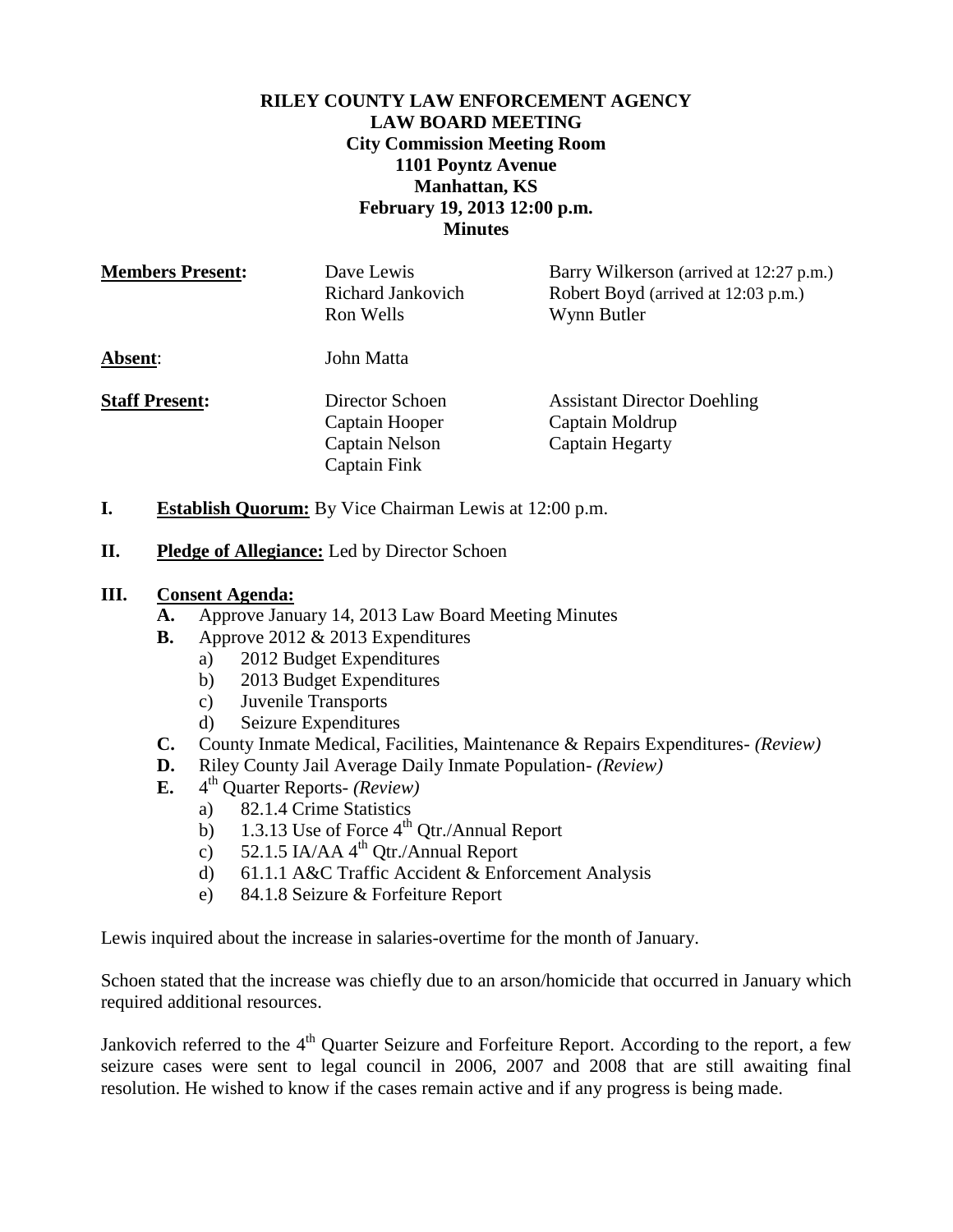**RILEY COUNTY LAW ENFORCEMENT AGENCY**
**LAW BOARD MEETING**
**City Commission Meeting Room**
**1101 Poyntz Avenue**
**Manhattan, KS**
**February 19, 2013 12:00 p.m.**
**Minutes**

**Members Present:**
- Dave Lewis
- Richard Jankovich
- Ron Wells
- Barry Wilkerson (arrived at 12:27 p.m.)
- Robert Boyd (arrived at 12:03 p.m.)
- Wynn Butler

**Absent**: John Matta

**Staff Present:**
- Director Schoen
- Captain Hooper
- Captain Nelson
- Captain Fink
- Assistant Director Doehling
- Captain Moldrup
- Captain Hegarty

**I. Establish Quorum:** By Vice Chairman Lewis at 12:00 p.m.

**II. Pledge of Allegiance:** Led by Director Schoen

**III. Consent Agenda:**

- **A.** Approve January 14, 2013 Law Board Meeting Minutes
- **B.** Approve 2012 & 2013 Expenditures
  - a) 2012 Budget Expenditures
  - b) 2013 Budget Expenditures
  - c) Juvenile Transports
  - d) Seizure Expenditures
- **C.** County Inmate Medical, Facilities, Maintenance & Repairs Expenditures- *(Review)*
- **D.** Riley County Jail Average Daily Inmate Population- *(Review)*
- **E.** 4th Quarter Reports- *(Review)*
  - a) 82.1.4 Crime Statistics
  - b) 1.3.13 Use of Force 4th Qtr./Annual Report
  - c) 52.1.5 IA/AA 4th Qtr./Annual Report
  - d) 61.1.1 A&C Traffic Accident & Enforcement Analysis
  - e) 84.1.8 Seizure & Forfeiture Report

Lewis inquired about the increase in salaries-overtime for the month of January.

Schoen stated that the increase was chiefly due to an arson/homicide that occurred in January which required additional resources.

Jankovich referred to the 4th Quarter Seizure and Forfeiture Report. According to the report, a few seizure cases were sent to legal council in 2006, 2007 and 2008 that are still awaiting final resolution. He wished to know if the cases remain active and if any progress is being made.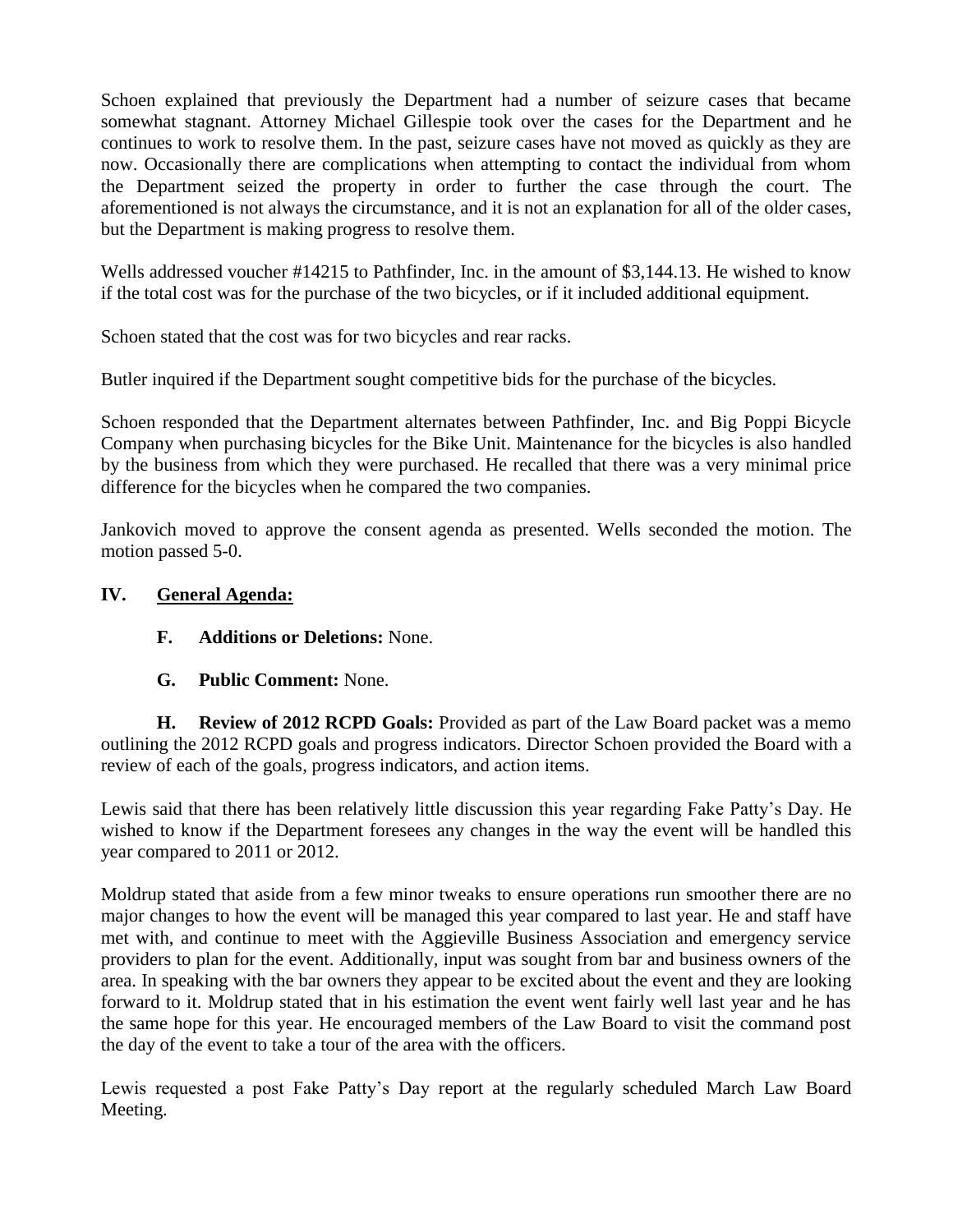Schoen explained that previously the Department had a number of seizure cases that became somewhat stagnant. Attorney Michael Gillespie took over the cases for the Department and he continues to work to resolve them. In the past, seizure cases have not moved as quickly as they are now. Occasionally there are complications when attempting to contact the individual from whom the Department seized the property in order to further the case through the court. The aforementioned is not always the circumstance, and it is not an explanation for all of the older cases, but the Department is making progress to resolve them.

Wells addressed voucher #14215 to Pathfinder, Inc. in the amount of $3,144.13. He wished to know if the total cost was for the purchase of the two bicycles, or if it included additional equipment.

Schoen stated that the cost was for two bicycles and rear racks.

Butler inquired if the Department sought competitive bids for the purchase of the bicycles.

Schoen responded that the Department alternates between Pathfinder, Inc. and Big Poppi Bicycle Company when purchasing bicycles for the Bike Unit. Maintenance for the bicycles is also handled by the business from which they were purchased. He recalled that there was a very minimal price difference for the bicycles when he compared the two companies.

Jankovich moved to approve the consent agenda as presented. Wells seconded the motion. The motion passed 5-0.

## IV. General Agenda:

**F. Additions or Deletions:** None.

**G. Public Comment:** None.

**H. Review of 2012 RCPD Goals:** Provided as part of the Law Board packet was a memo outlining the 2012 RCPD goals and progress indicators. Director Schoen provided the Board with a review of each of the goals, progress indicators, and action items.

Lewis said that there has been relatively little discussion this year regarding Fake Patty's Day. He wished to know if the Department foresees any changes in the way the event will be handled this year compared to 2011 or 2012.

Moldrup stated that aside from a few minor tweaks to ensure operations run smoother there are no major changes to how the event will be managed this year compared to last year. He and staff have met with, and continue to meet with the Aggieville Business Association and emergency service providers to plan for the event. Additionally, input was sought from bar and business owners of the area. In speaking with the bar owners they appear to be excited about the event and they are looking forward to it. Moldrup stated that in his estimation the event went fairly well last year and he has the same hope for this year. He encouraged members of the Law Board to visit the command post the day of the event to take a tour of the area with the officers.

Lewis requested a post Fake Patty's Day report at the regularly scheduled March Law Board Meeting.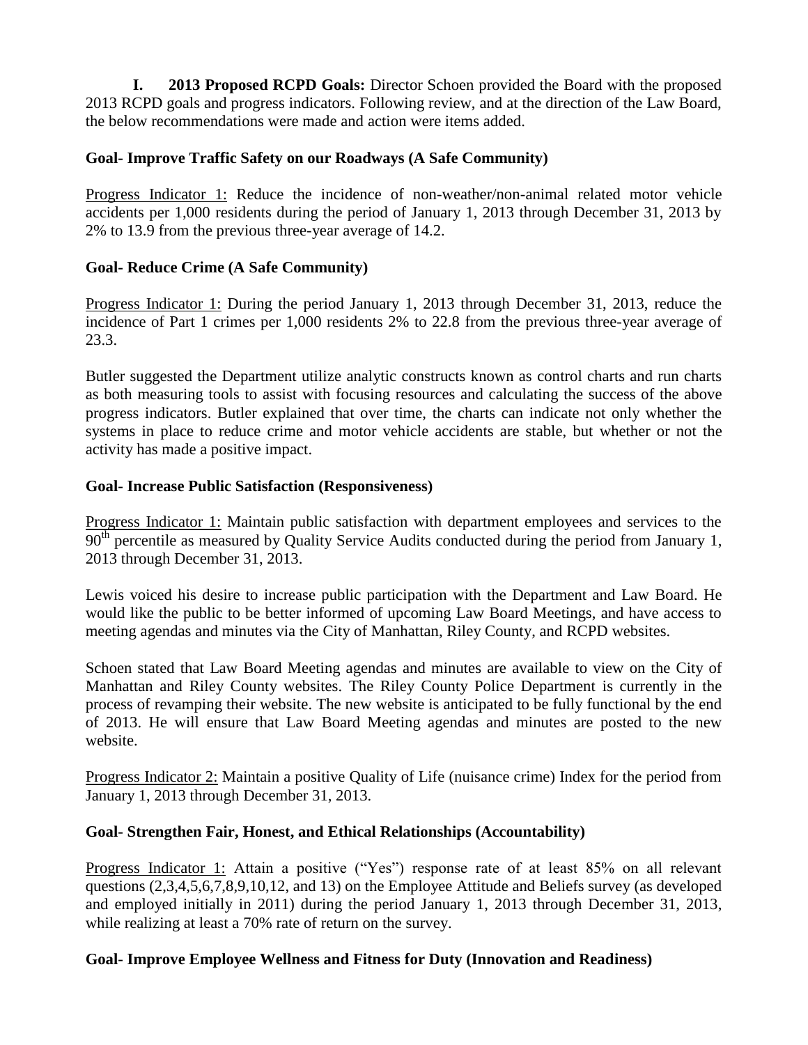**I. 2013 Proposed RCPD Goals:** Director Schoen provided the Board with the proposed 2013 RCPD goals and progress indicators. Following review, and at the direction of the Law Board, the below recommendations were made and action were items added.

**Goal- Improve Traffic Safety on our Roadways (A Safe Community)**

Progress Indicator 1: Reduce the incidence of non-weather/non-animal related motor vehicle accidents per 1,000 residents during the period of January 1, 2013 through December 31, 2013 by 2% to 13.9 from the previous three-year average of 14.2.

**Goal- Reduce Crime (A Safe Community)**

Progress Indicator 1: During the period January 1, 2013 through December 31, 2013, reduce the incidence of Part 1 crimes per 1,000 residents 2% to 22.8 from the previous three-year average of 23.3.

Butler suggested the Department utilize analytic constructs known as control charts and run charts as both measuring tools to assist with focusing resources and calculating the success of the above progress indicators. Butler explained that over time, the charts can indicate not only whether the systems in place to reduce crime and motor vehicle accidents are stable, but whether or not the activity has made a positive impact.

**Goal- Increase Public Satisfaction (Responsiveness)**

Progress Indicator 1: Maintain public satisfaction with department employees and services to the 90th percentile as measured by Quality Service Audits conducted during the period from January 1, 2013 through December 31, 2013.

Lewis voiced his desire to increase public participation with the Department and Law Board. He would like the public to be better informed of upcoming Law Board Meetings, and have access to meeting agendas and minutes via the City of Manhattan, Riley County, and RCPD websites.

Schoen stated that Law Board Meeting agendas and minutes are available to view on the City of Manhattan and Riley County websites. The Riley County Police Department is currently in the process of revamping their website. The new website is anticipated to be fully functional by the end of 2013. He will ensure that Law Board Meeting agendas and minutes are posted to the new website.

Progress Indicator 2: Maintain a positive Quality of Life (nuisance crime) Index for the period from January 1, 2013 through December 31, 2013.

**Goal- Strengthen Fair, Honest, and Ethical Relationships (Accountability)**

Progress Indicator 1: Attain a positive ("Yes") response rate of at least 85% on all relevant questions (2,3,4,5,6,7,8,9,10,12, and 13) on the Employee Attitude and Beliefs survey (as developed and employed initially in 2011) during the period January 1, 2013 through December 31, 2013, while realizing at least a 70% rate of return on the survey.

**Goal- Improve Employee Wellness and Fitness for Duty (Innovation and Readiness)**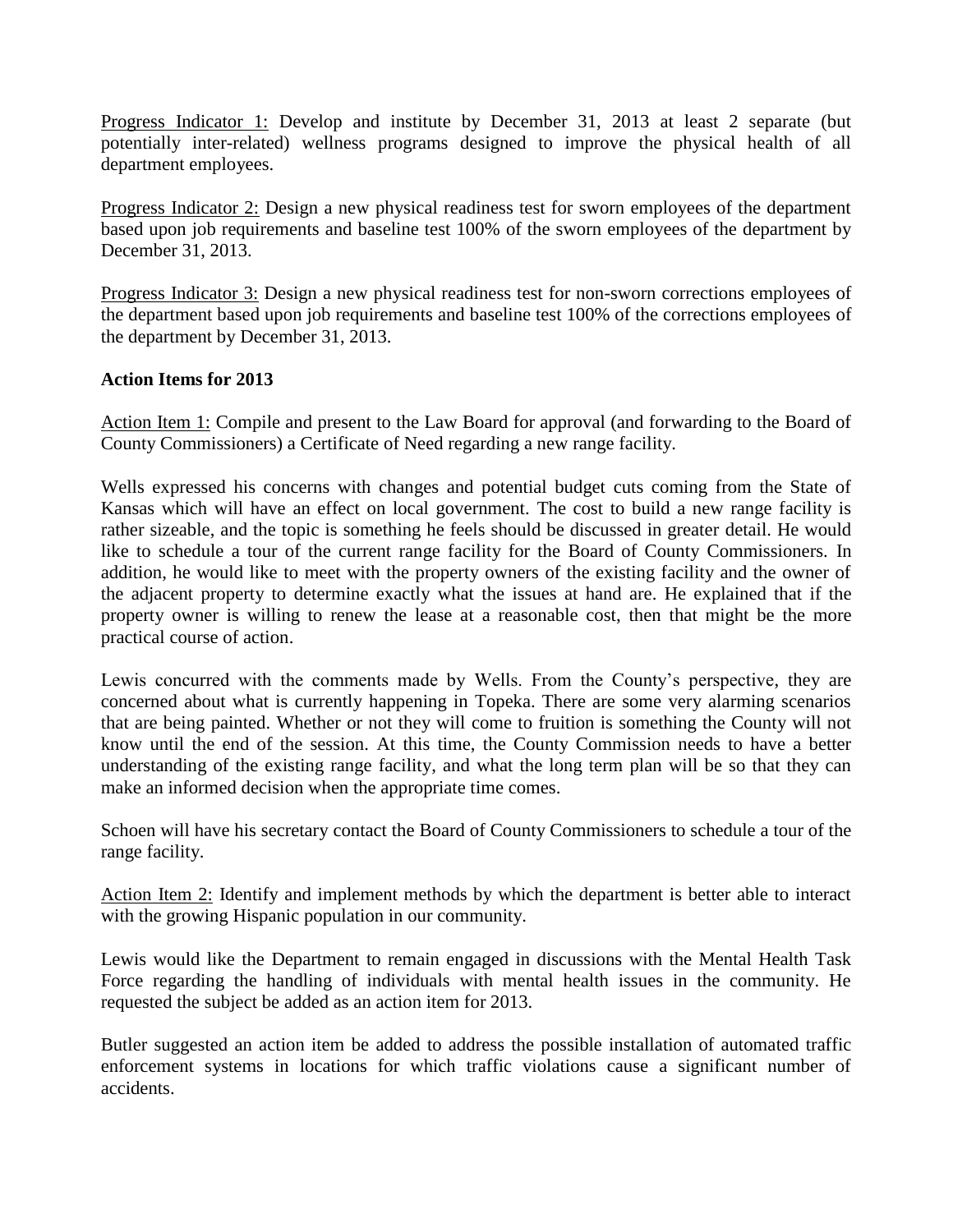Progress Indicator 1: Develop and institute by December 31, 2013 at least 2 separate (but potentially inter-related) wellness programs designed to improve the physical health of all department employees.

Progress Indicator 2: Design a new physical readiness test for sworn employees of the department based upon job requirements and baseline test 100% of the sworn employees of the department by December 31, 2013.

Progress Indicator 3: Design a new physical readiness test for non-sworn corrections employees of the department based upon job requirements and baseline test 100% of the corrections employees of the department by December 31, 2013.

**Action Items for 2013**

Action Item 1: Compile and present to the Law Board for approval (and forwarding to the Board of County Commissioners) a Certificate of Need regarding a new range facility.

Wells expressed his concerns with changes and potential budget cuts coming from the State of Kansas which will have an effect on local government. The cost to build a new range facility is rather sizeable, and the topic is something he feels should be discussed in greater detail. He would like to schedule a tour of the current range facility for the Board of County Commissioners. In addition, he would like to meet with the property owners of the existing facility and the owner of the adjacent property to determine exactly what the issues at hand are. He explained that if the property owner is willing to renew the lease at a reasonable cost, then that might be the more practical course of action.

Lewis concurred with the comments made by Wells. From the County's perspective, they are concerned about what is currently happening in Topeka. There are some very alarming scenarios that are being painted. Whether or not they will come to fruition is something the County will not know until the end of the session. At this time, the County Commission needs to have a better understanding of the existing range facility, and what the long term plan will be so that they can make an informed decision when the appropriate time comes.

Schoen will have his secretary contact the Board of County Commissioners to schedule a tour of the range facility.

Action Item 2: Identify and implement methods by which the department is better able to interact with the growing Hispanic population in our community.

Lewis would like the Department to remain engaged in discussions with the Mental Health Task Force regarding the handling of individuals with mental health issues in the community. He requested the subject be added as an action item for 2013.

Butler suggested an action item be added to address the possible installation of automated traffic enforcement systems in locations for which traffic violations cause a significant number of accidents.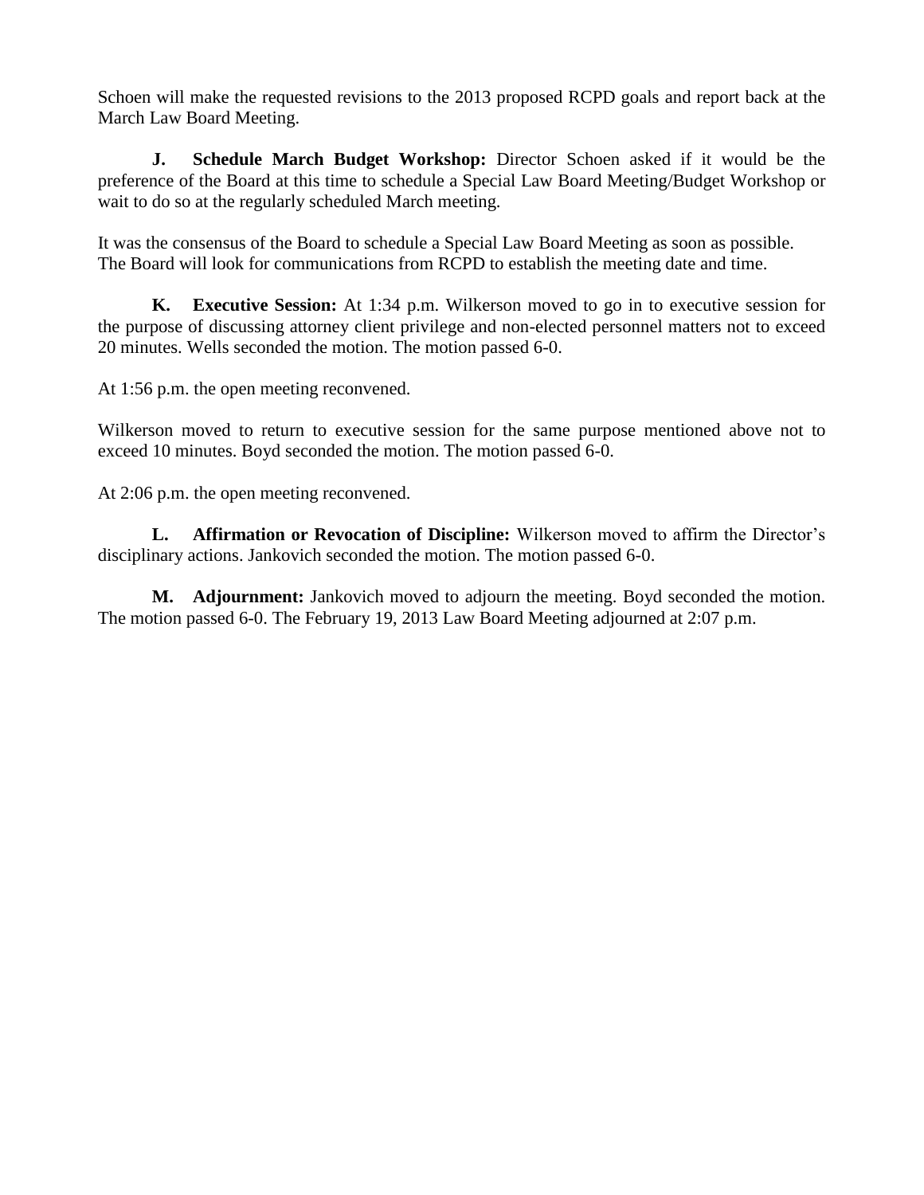Schoen will make the requested revisions to the 2013 proposed RCPD goals and report back at the March Law Board Meeting.

**J. Schedule March Budget Workshop:** Director Schoen asked if it would be the preference of the Board at this time to schedule a Special Law Board Meeting/Budget Workshop or wait to do so at the regularly scheduled March meeting.

It was the consensus of the Board to schedule a Special Law Board Meeting as soon as possible. The Board will look for communications from RCPD to establish the meeting date and time.

**K. Executive Session:** At 1:34 p.m. Wilkerson moved to go in to executive session for the purpose of discussing attorney client privilege and non-elected personnel matters not to exceed 20 minutes. Wells seconded the motion. The motion passed 6-0.

At 1:56 p.m. the open meeting reconvened.

Wilkerson moved to return to executive session for the same purpose mentioned above not to exceed 10 minutes. Boyd seconded the motion. The motion passed 6-0.

At 2:06 p.m. the open meeting reconvened.

**L. Affirmation or Revocation of Discipline:** Wilkerson moved to affirm the Director's disciplinary actions. Jankovich seconded the motion. The motion passed 6-0.

**M. Adjournment:** Jankovich moved to adjourn the meeting. Boyd seconded the motion. The motion passed 6-0. The February 19, 2013 Law Board Meeting adjourned at 2:07 p.m.